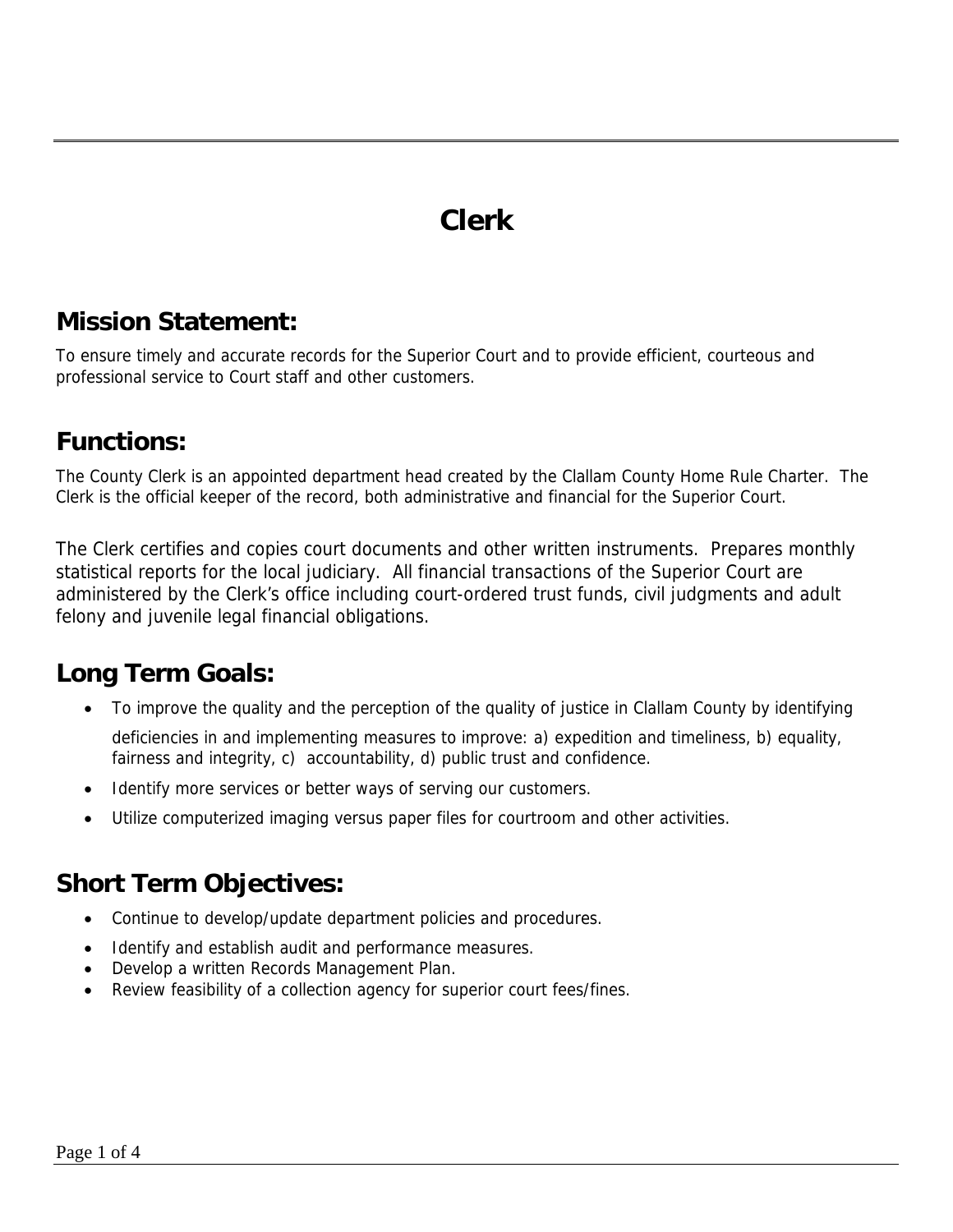# Clerk

## Mission Statement:

To ensure timely and accurate records for the Superior Court and to provide efficient, courteous and professional service to Court staff and other customers.

## Functions:

The County Clerk is an appointed department head created by the Clallam County Home Rule Charter. The Clerk is the official keeper of the record, both administrative and financial for the Superior Court.

The Clerk certifies and copies court documents and other written instruments. Prepares monthly statistical reports for the local judiciary. All financial transactions of the Superior Court are administered by the Clerk's office including court-ordered trust funds, civil judgments and adult felony and juvenile legal financial obligations.

## Long Term Goals:

- To improve the quality and the perception of the quality of justice in Clallam County by identifying deficiencies in and implementing measures to improve: a) expedition and timeliness, b) equality, fairness and integrity, c) accountability, d) public trust and confidence.
- Identify more services or better ways of serving our customers.
- Utilize computerized imaging versus paper files for courtroom and other activities.

## Short Term Objectives:

- Continue to develop/update department policies and procedures.
- Identify and establish audit and performance measures.
- Develop a written Records Management Plan.
- Review feasibility of a collection agency for superior court fees/fines.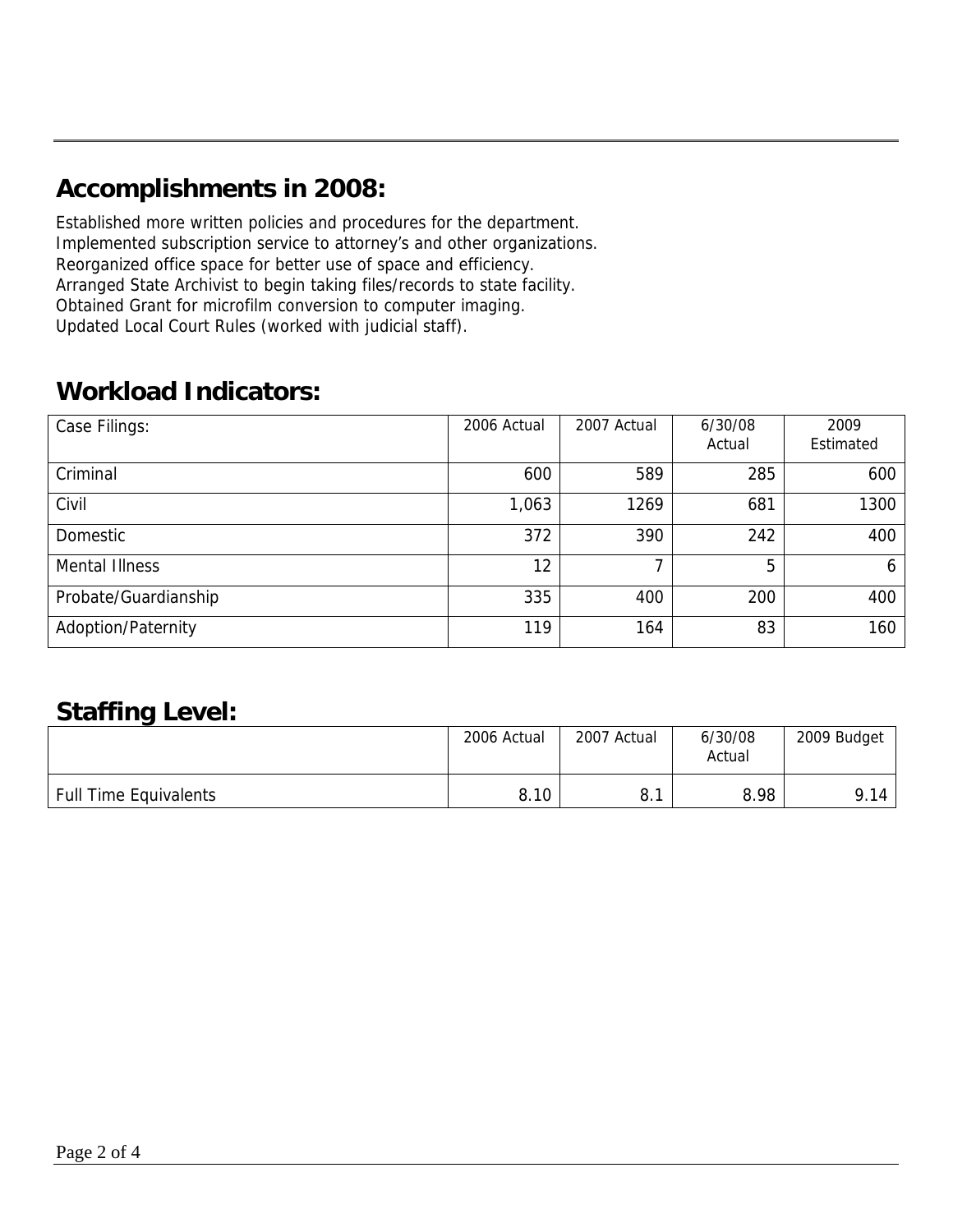## Accomplishments in 2008:

Established more written policies and procedures for the department.
Implemented subscription service to attorney's and other organizations.
Reorganized office space for better use of space and efficiency.
Arranged State Archivist to begin taking files/records to state facility.
Obtained Grant for microfilm conversion to computer imaging.
Updated Local Court Rules (worked with judicial staff).

## Workload Indicators:

| Case Filings: | 2006 Actual | 2007 Actual | 6/30/08 Actual | 2009 Estimated |
|---|---|---|---|---|
| Criminal | 600 | 589 | 285 | 600 |
| Civil | 1,063 | 1269 | 681 | 1300 |
| Domestic | 372 | 390 | 242 | 400 |
| Mental Illness | 12 | 7 | 5 | 6 |
| Probate/Guardianship | 335 | 400 | 200 | 400 |
| Adoption/Paternity | 119 | 164 | 83 | 160 |

## Staffing Level:

| | 2006 Actual | 2007 Actual | 6/30/08 Actual | 2009 Budget |
|---|---|---|---|---|
| Full Time Equivalents | 8.10 | 8.1 | 8.98 | 9.14 |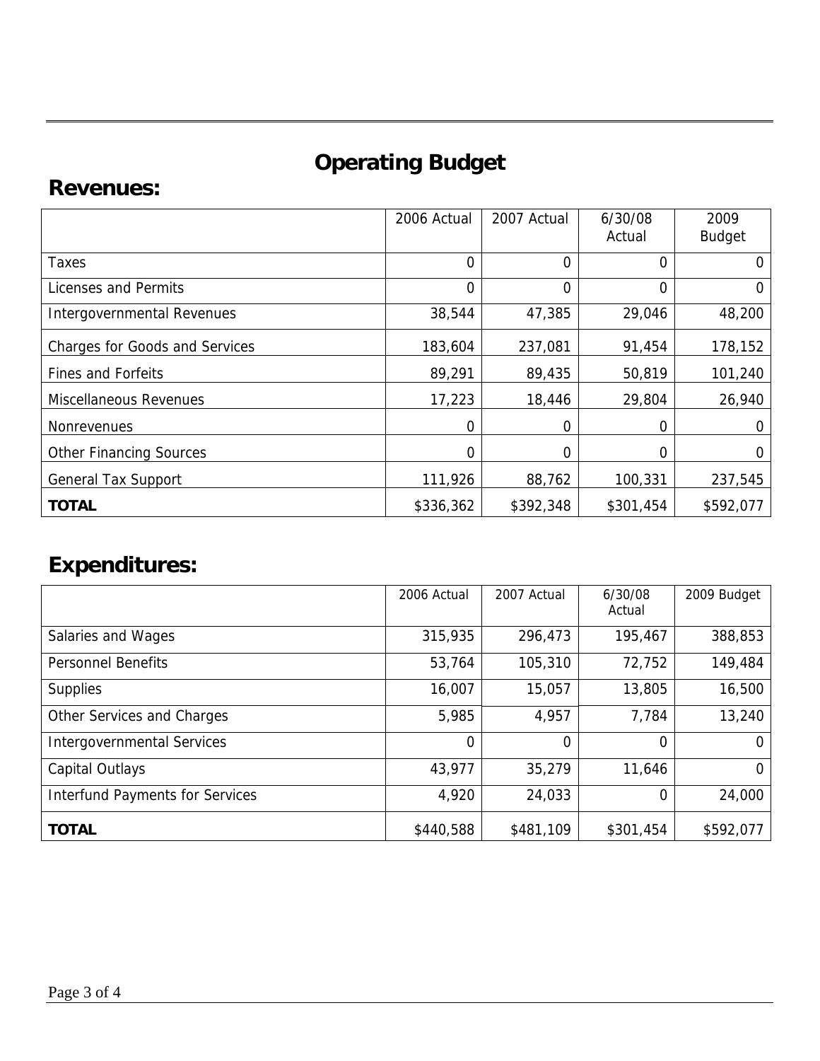# Operating Budget

## Revenues:

| | 2006 Actual | 2007 Actual | 6/30/08 Actual | 2009 Budget |
|---|---|---|---|---|
| Taxes | 0 | 0 | 0 | 0 |
| Licenses and Permits | 0 | 0 | 0 | 0 |
| Intergovernmental Revenues | 38,544 | 47,385 | 29,046 | 48,200 |
| Charges for Goods and Services | 183,604 | 237,081 | 91,454 | 178,152 |
| Fines and Forfeits | 89,291 | 89,435 | 50,819 | 101,240 |
| Miscellaneous Revenues | 17,223 | 18,446 | 29,804 | 26,940 |
| Nonrevenues | 0 | 0 | 0 | 0 |
| Other Financing Sources | 0 | 0 | 0 | 0 |
| General Tax Support | 111,926 | 88,762 | 100,331 | 237,545 |
| **TOTAL** | $336,362 | $392,348 | $301,454 | $592,077 |

## Expenditures:

| | 2006 Actual | 2007 Actual | 6/30/08 Actual | 2009 Budget |
|---|---|---|---|---|
| Salaries and Wages | 315,935 | 296,473 | 195,467 | 388,853 |
| Personnel Benefits | 53,764 | 105,310 | 72,752 | 149,484 |
| Supplies | 16,007 | 15,057 | 13,805 | 16,500 |
| Other Services and Charges | 5,985 | 4,957 | 7,784 | 13,240 |
| Intergovernmental Services | 0 | 0 | 0 | 0 |
| Capital Outlays | 43,977 | 35,279 | 11,646 | 0 |
| Interfund Payments for Services | 4,920 | 24,033 | 0 | 24,000 |
| **TOTAL** | $440,588 | $481,109 | $301,454 | $592,077 |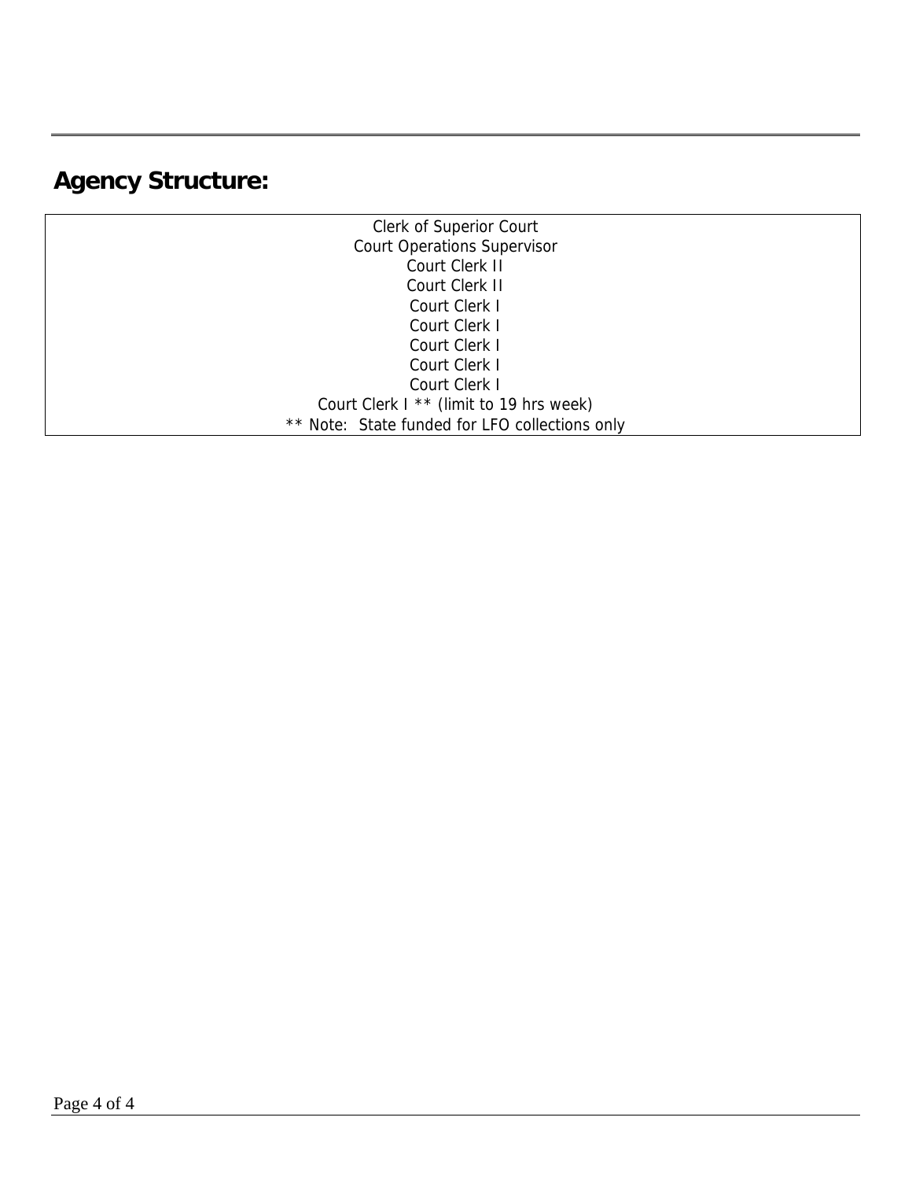## Agency Structure:

Clerk of Superior Court
Court Operations Supervisor
Court Clerk II
Court Clerk II
Court Clerk I
Court Clerk I
Court Clerk I
Court Clerk I
Court Clerk I
Court Clerk I ** (limit to 19 hrs week)
** Note: State funded for LFO collections only